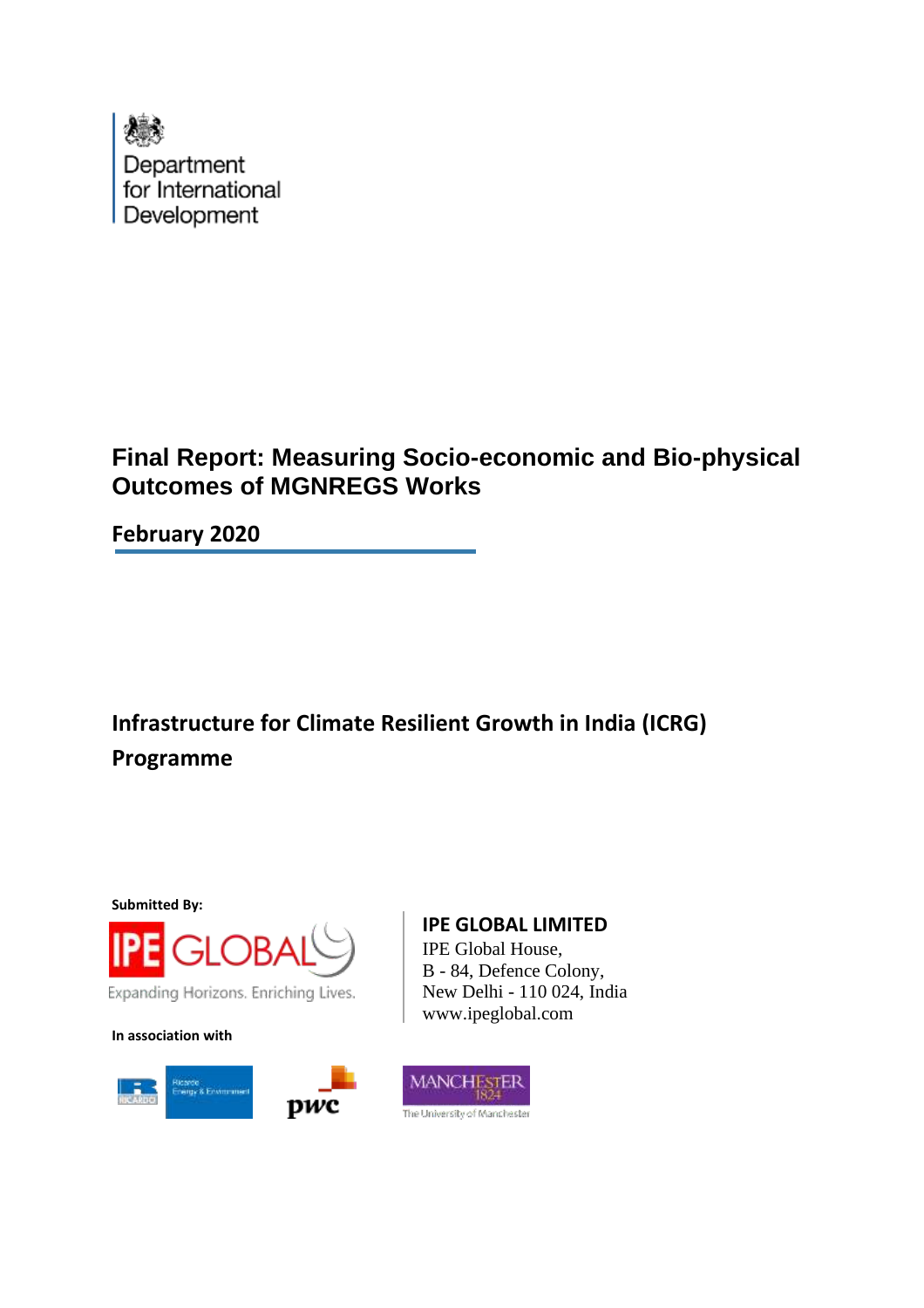Department for International Development

# Final Report: Measuring Socio-economic and Bio-physical Outcomes of MGNREGS Works

**February 2020**

## Infrastructure for Climate Resilient Growth in India (ICRG) Programme

**Submitted By:**

IPE GLOBAL

Expanding Horizons. Enriching Lives.

**IPE GLOBAL LIMITED**
IPE Global House,
B - 84, Defence Colony,
New Delhi - 110 024, India
www.ipeglobal.com

**In association with**

Ricardo Energy & Environment

pwc

MANCHESTER 1824 The University of Manchester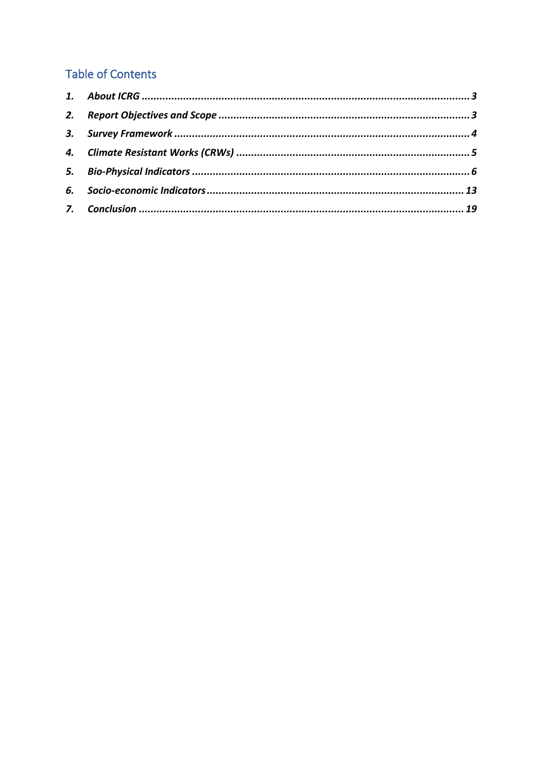## Table of Contents

1. *About ICRG* ..... 3
2. *Report Objectives and Scope* ..... 3
3. *Survey Framework* ..... 4
4. *Climate Resistant Works (CRWs)* ..... 5
5. *Bio-Physical Indicators* ..... 6
6. *Socio-economic Indicators* ..... 13
7. *Conclusion* ..... 19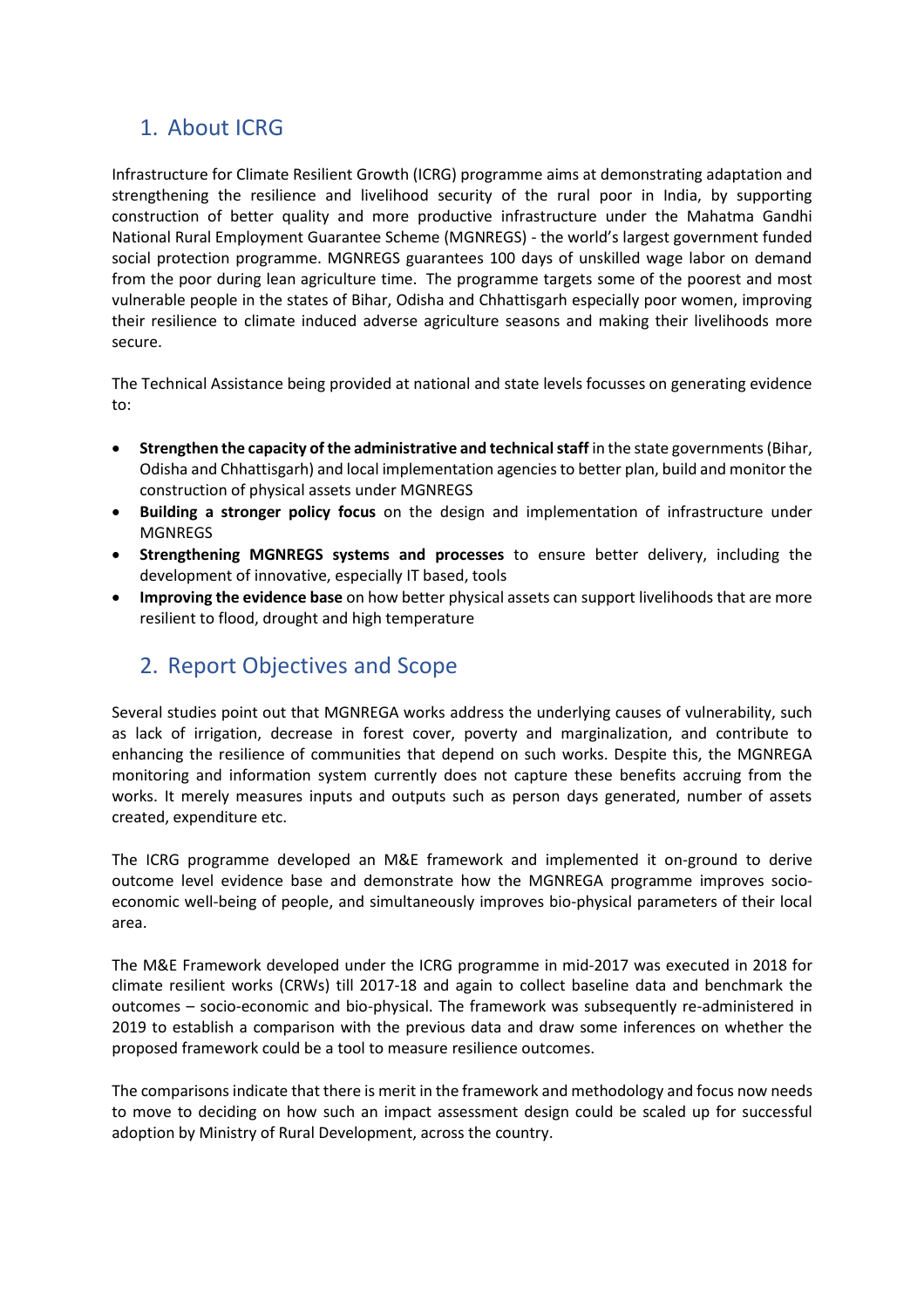## 1. About ICRG

Infrastructure for Climate Resilient Growth (ICRG) programme aims at demonstrating adaptation and strengthening the resilience and livelihood security of the rural poor in India, by supporting construction of better quality and more productive infrastructure under the Mahatma Gandhi National Rural Employment Guarantee Scheme (MGNREGS) - the world's largest government funded social protection programme. MGNREGS guarantees 100 days of unskilled wage labor on demand from the poor during lean agriculture time. The programme targets some of the poorest and most vulnerable people in the states of Bihar, Odisha and Chhattisgarh especially poor women, improving their resilience to climate induced adverse agriculture seasons and making their livelihoods more secure.

The Technical Assistance being provided at national and state levels focusses on generating evidence to:

- **Strengthen the capacity of the administrative and technical staff** in the state governments (Bihar, Odisha and Chhattisgarh) and local implementation agencies to better plan, build and monitor the construction of physical assets under MGNREGS
- **Building a stronger policy focus** on the design and implementation of infrastructure under MGNREGS
- **Strengthening MGNREGS systems and processes** to ensure better delivery, including the development of innovative, especially IT based, tools
- **Improving the evidence base** on how better physical assets can support livelihoods that are more resilient to flood, drought and high temperature

## 2. Report Objectives and Scope

Several studies point out that MGNREGA works address the underlying causes of vulnerability, such as lack of irrigation, decrease in forest cover, poverty and marginalization, and contribute to enhancing the resilience of communities that depend on such works. Despite this, the MGNREGA monitoring and information system currently does not capture these benefits accruing from the works. It merely measures inputs and outputs such as person days generated, number of assets created, expenditure etc.

The ICRG programme developed an M&E framework and implemented it on-ground to derive outcome level evidence base and demonstrate how the MGNREGA programme improves socio-economic well-being of people, and simultaneously improves bio-physical parameters of their local area.

The M&E Framework developed under the ICRG programme in mid-2017 was executed in 2018 for climate resilient works (CRWs) till 2017-18 and again to collect baseline data and benchmark the outcomes – socio-economic and bio-physical. The framework was subsequently re-administered in 2019 to establish a comparison with the previous data and draw some inferences on whether the proposed framework could be a tool to measure resilience outcomes.

The comparisons indicate that there is merit in the framework and methodology and focus now needs to move to deciding on how such an impact assessment design could be scaled up for successful adoption by Ministry of Rural Development, across the country.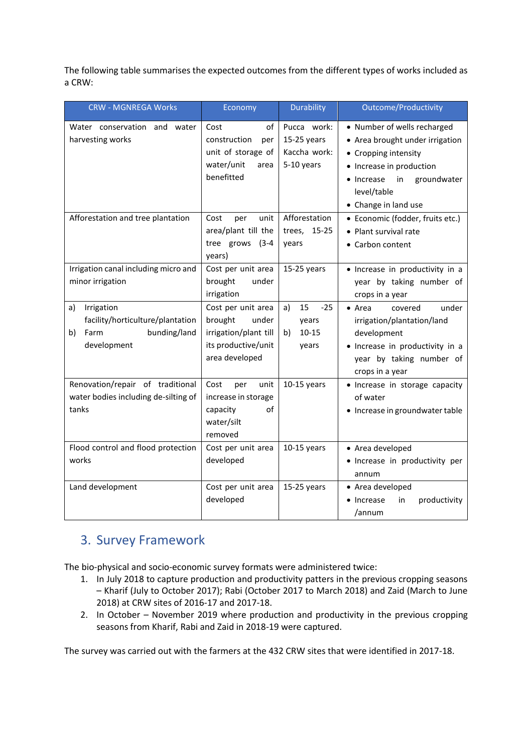The following table summarises the expected outcomes from the different types of works included as a CRW:

| CRW - MGNREGA Works | Economy | Durability | Outcome/Productivity |
|---|---|---|---|
| Water conservation and water harvesting works | Cost of construction per unit of storage of water/unit area benefitted | Pucca work: 15-25 years Kaccha work: 5-10 years | • Number of wells recharged<br>• Area brought under irrigation<br>• Cropping intensity<br>• Increase in production<br>• Increase in groundwater level/table<br>• Change in land use |
| Afforestation and tree plantation | Cost per unit area/plant till the tree grows (3-4 years) | Afforestation trees, 15-25 years | • Economic (fodder, fruits etc.)<br>• Plant survival rate<br>• Carbon content |
| Irrigation canal including micro and minor irrigation | Cost per unit area brought under irrigation | 15-25 years | • Increase in productivity in a year by taking number of crops in a year |
| a) Irrigation facility/horticulture/plantation<br>b) Farm bunding/land development | Cost per unit area brought under irrigation/plant till its productive/unit area developed | a) 15 -25 years<br>b) 10-15 years | • Area covered under irrigation/plantation/land development<br>• Increase in productivity in a year by taking number of crops in a year |
| Renovation/repair of traditional water bodies including de-silting of tanks | Cost per unit increase in storage capacity of water/silt removed | 10-15 years | • Increase in storage capacity of water<br>• Increase in groundwater table |
| Flood control and flood protection works | Cost per unit area developed | 10-15 years | • Area developed<br>• Increase in productivity per annum |
| Land development | Cost per unit area developed | 15-25 years | • Area developed<br>• Increase in productivity /annum |

## 3. Survey Framework

The bio-physical and socio-economic survey formats were administered twice:

1. In July 2018 to capture production and productivity patters in the previous cropping seasons – Kharif (July to October 2017); Rabi (October 2017 to March 2018) and Zaid (March to June 2018) at CRW sites of 2016-17 and 2017-18.
2. In October – November 2019 where production and productivity in the previous cropping seasons from Kharif, Rabi and Zaid in 2018-19 were captured.

The survey was carried out with the farmers at the 432 CRW sites that were identified in 2017-18.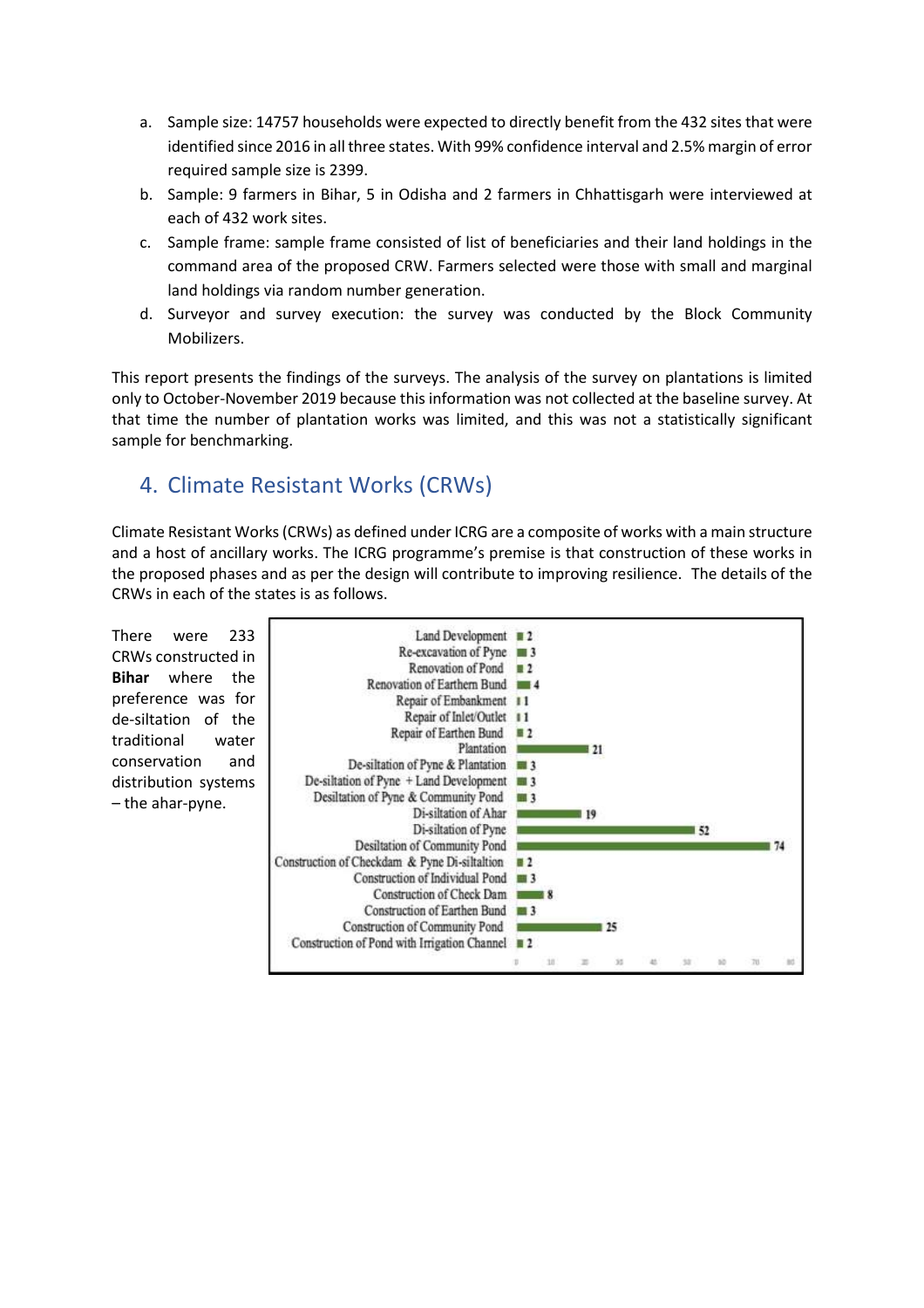a. Sample size: 14757 households were expected to directly benefit from the 432 sites that were identified since 2016 in all three states. With 99% confidence interval and 2.5% margin of error required sample size is 2399.
b. Sample: 9 farmers in Bihar, 5 in Odisha and 2 farmers in Chhattisgarh were interviewed at each of 432 work sites.
c. Sample frame: sample frame consisted of list of beneficiaries and their land holdings in the command area of the proposed CRW. Farmers selected were those with small and marginal land holdings via random number generation.
d. Surveyor and survey execution: the survey was conducted by the Block Community Mobilizers.

This report presents the findings of the surveys. The analysis of the survey on plantations is limited only to October-November 2019 because this information was not collected at the baseline survey. At that time the number of plantation works was limited, and this was not a statistically significant sample for benchmarking.

## 4. Climate Resistant Works (CRWs)

Climate Resistant Works (CRWs) as defined under ICRG are a composite of works with a main structure and a host of ancillary works. The ICRG programme's premise is that construction of these works in the proposed phases and as per the design will contribute to improving resilience. The details of the CRWs in each of the states is as follows.

There were 233 CRWs constructed in **Bihar** where the preference was for de-siltation of the traditional water conservation and distribution systems – the ahar-pyne.

| Work | Number |
|---|---|
| Land Development | 2 |
| Re-excavation of Pyne | 3 |
| Renovation of Pond | 2 |
| Renovation of Earthern Bund | 4 |
| Repair of Embankment | 1 |
| Repair of Inlet/Outlet | 1 |
| Repair of Earthen Bund | 2 |
| Plantation | 21 |
| De-siltation of Pyne & Plantation | 3 |
| De-siltation of Pyne + Land Development | 3 |
| Desiltation of Pyne & Community Pond | 3 |
| Di-siltation of Ahar | 19 |
| Di-siltation of Pyne | 52 |
| Desiltation of Community Pond | 74 |
| Construction of Checkdam & Pyne Di-siltaltion | 2 |
| Construction of Individual Pond | 3 |
| Construction of Check Dam | 8 |
| Construction of Earthen Bund | 3 |
| Construction of Community Pond | 25 |
| Construction of Pond with Irrigation Channel | 2 |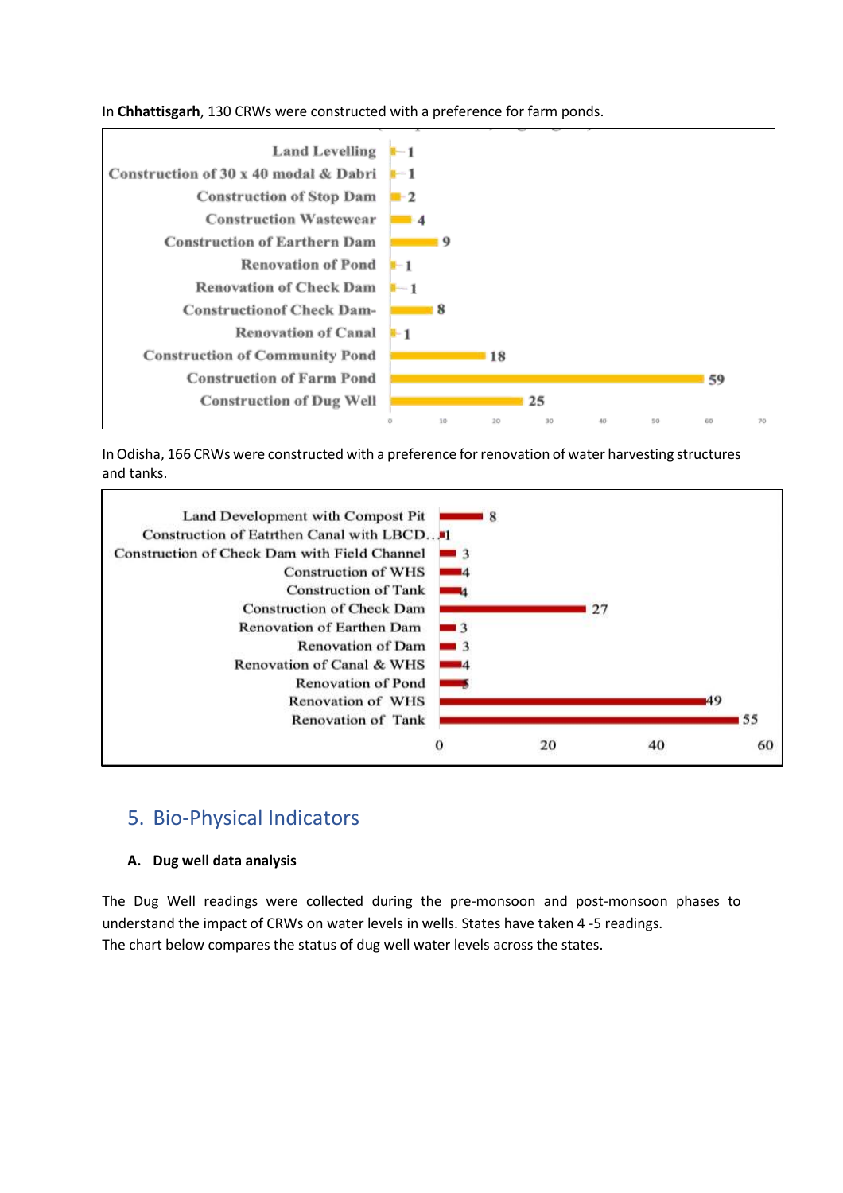In **Chhattisgarh**, 130 CRWs were constructed with a preference for farm ponds.

| Activity | Count |
|---|---|
| Land Levelling | 1 |
| Construction of 30 x 40 modal & Dabri | 1 |
| Construction of Stop Dam | 2 |
| Construction Wastewear | 4 |
| Construction of Earthern Dam | 9 |
| Renovation of Pond | 1 |
| Renovation of Check Dam | 1 |
| Constructionof Check Dam- | 8 |
| Renovation of Canal | 1 |
| Construction of Community Pond | 18 |
| Construction of Farm Pond | 59 |
| Construction of Dug Well | 25 |

In Odisha, 166 CRWs were constructed with a preference for renovation of water harvesting structures and tanks.

| Activity | Count |
|---|---|
| Land Development with Compost Pit | 8 |
| Construction of Eatrthen Canal with LBCD... | 1 |
| Construction of Check Dam with Field Channel | 3 |
| Construction of WHS | 4 |
| Construction of Tank | 4 |
| Construction of Check Dam | 27 |
| Renovation of Earthen Dam | 3 |
| Renovation of Dam | 3 |
| Renovation of Canal & WHS | 4 |
| Renovation of Pond | 5 |
| Renovation of WHS | 49 |
| Renovation of Tank | 55 |

## 5. Bio-Physical Indicators

### A. Dug well data analysis

The Dug Well readings were collected during the pre-monsoon and post-monsoon phases to understand the impact of CRWs on water levels in wells. States have taken 4 -5 readings.
The chart below compares the status of dug well water levels across the states.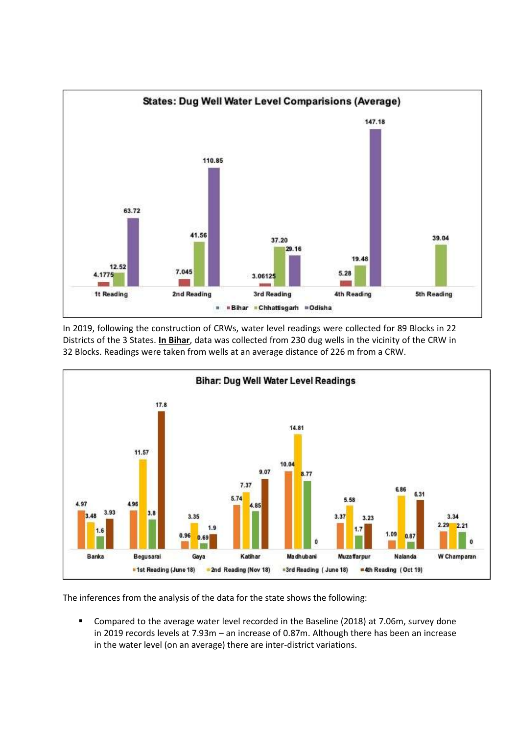**States: Dug Well Water Level Comparisions (Average)**

| | Bihar | Chhattisgarh | Odisha |
|---|---|---|---|
| 1t Reading | 4.1775 | 12.52 | 63.72 |
| 2nd Reading | 7.045 | 41.56 | 110.85 |
| 3rd Reading | 3.06125 | 37.20 | 29.16 |
| 4th Reading | 5.28 | 19.48 | 147.18 |
| 5th Reading | | 39.04 | |

In 2019, following the construction of CRWs, water level readings were collected for 89 Blocks in 22 Districts of the 3 States. **In Bihar**, data was collected from 230 dug wells in the vicinity of the CRW in 32 Blocks. Readings were taken from wells at an average distance of 226 m from a CRW.

**Bihar: Dug Well Water Level Readings**

| | 1st Reading (June 18) | 2nd Reading (Nov 18) | 3rd Reading ( June 18) | 4th Reading ( Oct 19) |
|---|---|---|---|---|
| Banka | 4.97 | 3.48 | 1.6 | 3.93 |
| Begusarai | 4.96 | 11.57 | 3.8 | 17.8 |
| Gaya | 0.96 | 3.35 | 0.69 | 1.9 |
| Katihar | 5.74 | 7.37 | 4.85 | 9.07 |
| Madhubani | 10.04 | 14.81 | 8.77 | 0 |
| Muzaffarpur | 3.37 | 5.58 | 1.7 | 3.23 |
| Nalanda | 1.09 | 6.86 | 0.87 | 6.31 |
| W Champaran | 2.29 | 3.34 | 2.21 | 0 |

The inferences from the analysis of the data for the state shows the following:

- Compared to the average water level recorded in the Baseline (2018) at 7.06m, survey done in 2019 records levels at 7.93m – an increase of 0.87m. Although there has been an increase in the water level (on an average) there are inter-district variations.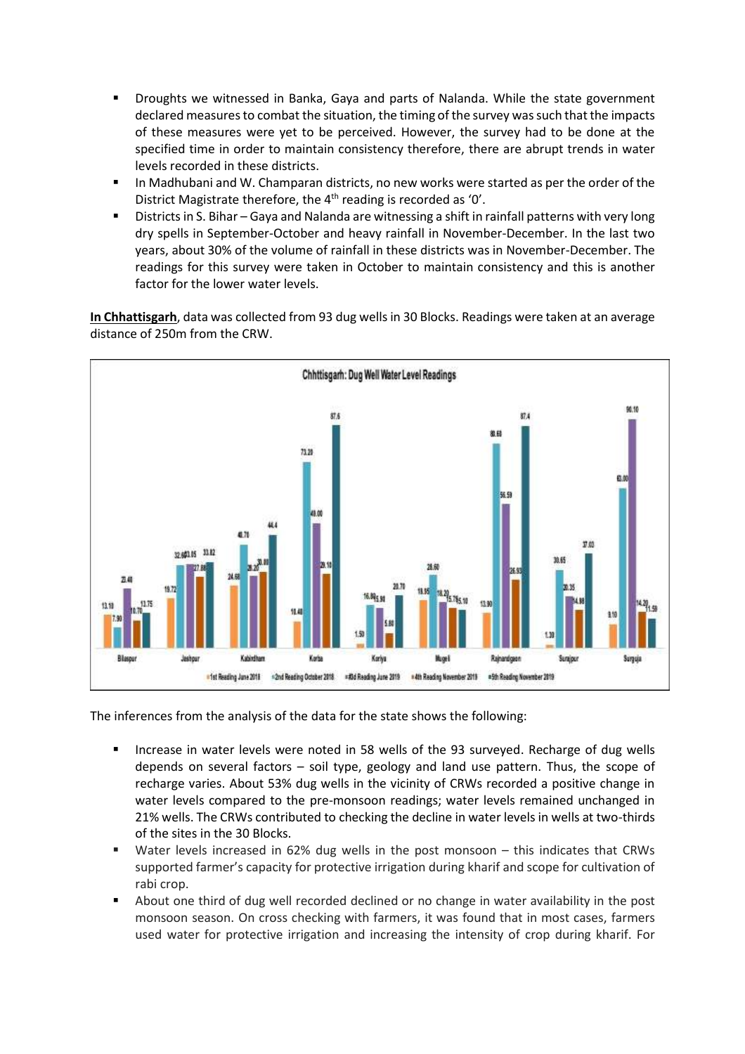- Droughts we witnessed in Banka, Gaya and parts of Nalanda. While the state government declared measures to combat the situation, the timing of the survey was such that the impacts of these measures were yet to be perceived. However, the survey had to be done at the specified time in order to maintain consistency therefore, there are abrupt trends in water levels recorded in these districts.
- In Madhubani and W. Champaran districts, no new works were started as per the order of the District Magistrate therefore, the 4th reading is recorded as '0'.
- Districts in S. Bihar – Gaya and Nalanda are witnessing a shift in rainfall patterns with very long dry spells in September-October and heavy rainfall in November-December. In the last two years, about 30% of the volume of rainfall in these districts was in November-December. The readings for this survey were taken in October to maintain consistency and this is another factor for the lower water levels.

**In Chhattisgarh**, data was collected from 93 dug wells in 30 Blocks. Readings were taken at an average distance of 250m from the CRW.

Chhttisgarh: Dug Well Water Level Readings

| District | 1st Reading June 2018 | 2nd Reading October 2018 | 3rd Reading June 2019 | 4th Reading November 2019 | 5th Reading November 2019 |
|---|---|---|---|---|---|
| Bilaspur | 13.10 | 7.90 | 23.40 | 10.70 | 13.75 |
| Jashpur | 19.72 | 32.60 | 33.05 | 27.88 | 33.82 |
| Kabirdham | 24.68 | 40.70 | 28.20 | 30.00 | 44.4 |
| Korba | 10.40 | 73.20 | 48.00 | 29.10 | 87.6 |
| Koriya | 1.50 | 16.80 | 15.90 | 5.80 | 20.70 |
| Mugeli | 18.85 | 28.60 | 18.20 | 15.70 | 15.10 |
| Rajnandgaon | 13.90 | 80.60 | 56.59 | 26.93 | 87.4 |
| Surajpur | 1.30 | 30.65 | 20.35 | 14.98 | 37.03 |
| Surguja | 9.10 | 63.00 | 90.10 | 14.20 | 11.59 |

The inferences from the analysis of the data for the state shows the following:

- Increase in water levels were noted in 58 wells of the 93 surveyed. Recharge of dug wells depends on several factors – soil type, geology and land use pattern. Thus, the scope of recharge varies. About 53% dug wells in the vicinity of CRWs recorded a positive change in water levels compared to the pre-monsoon readings; water levels remained unchanged in 21% wells. The CRWs contributed to checking the decline in water levels in wells at two-thirds of the sites in the 30 Blocks.
- Water levels increased in 62% dug wells in the post monsoon – this indicates that CRWs supported farmer's capacity for protective irrigation during kharif and scope for cultivation of rabi crop.
- About one third of dug well recorded declined or no change in water availability in the post monsoon season. On cross checking with farmers, it was found that in most cases, farmers used water for protective irrigation and increasing the intensity of crop during kharif. For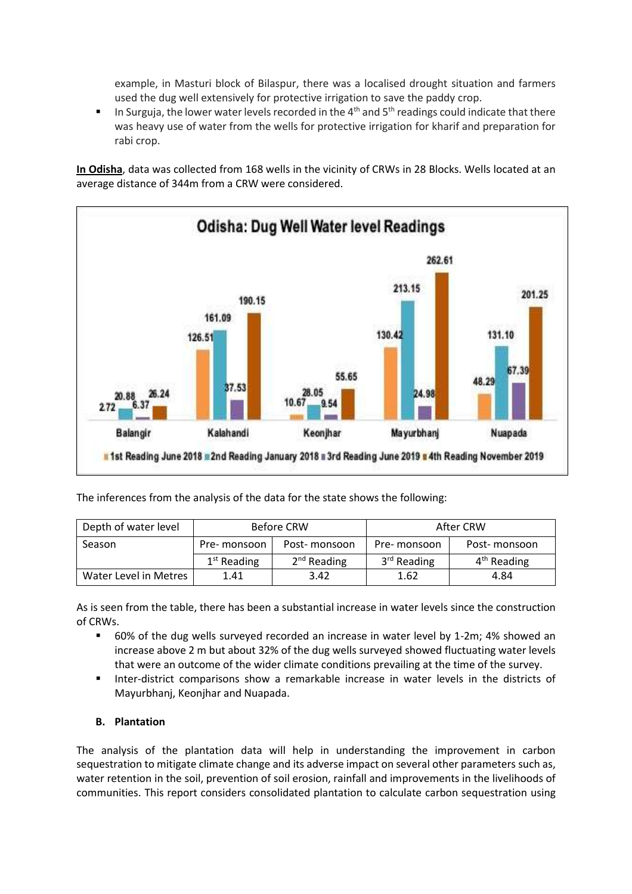example, in Masturi block of Bilaspur, there was a localised drought situation and farmers used the dug well extensively for protective irrigation to save the paddy crop.

- In Surguja, the lower water levels recorded in the 4th and 5th readings could indicate that there was heavy use of water from the wells for protective irrigation for kharif and preparation for rabi crop.

**In Odisha**, data was collected from 168 wells in the vicinity of CRWs in 28 Blocks. Wells located at an average distance of 344m from a CRW were considered.

**Odisha: Dug Well Water level Readings**

| District | 1st Reading June 2018 | 2nd Reading January 2018 | 3rd Reading June 2019 | 4th Reading November 2019 |
| --- | --- | --- | --- | --- |
| Balangir | 2.72 | 20.88 | 6.37 | 26.24 |
| Kalahandi | 126.51 | 161.09 | 37.53 | 190.15 |
| Keonjhar | 10.67 | 28.05 | 9.54 | 55.65 |
| Mayurbhanj | 130.42 | 213.15 | 24.98 | 262.61 |
| Nuapada | 48.29 | 131.10 | 67.39 | 201.25 |

The inferences from the analysis of the data for the state shows the following:

| Depth of water level | Before CRW | | After CRW | |
| --- | --- | --- | --- | --- |
| Season | Pre- monsoon | Post- monsoon | Pre- monsoon | Post- monsoon |
| | 1st Reading | 2nd Reading | 3rd Reading | 4th Reading |
| Water Level in Metres | 1.41 | 3.42 | 1.62 | 4.84 |

As is seen from the table, there has been a substantial increase in water levels since the construction of CRWs.

- 60% of the dug wells surveyed recorded an increase in water level by 1-2m; 4% showed an increase above 2 m but about 32% of the dug wells surveyed showed fluctuating water levels that were an outcome of the wider climate conditions prevailing at the time of the survey.
- Inter-district comparisons show a remarkable increase in water levels in the districts of Mayurbhanj, Keonjhar and Nuapada.

**B. Plantation**

The analysis of the plantation data will help in understanding the improvement in carbon sequestration to mitigate climate change and its adverse impact on several other parameters such as, water retention in the soil, prevention of soil erosion, rainfall and improvements in the livelihoods of communities. This report considers consolidated plantation to calculate carbon sequestration using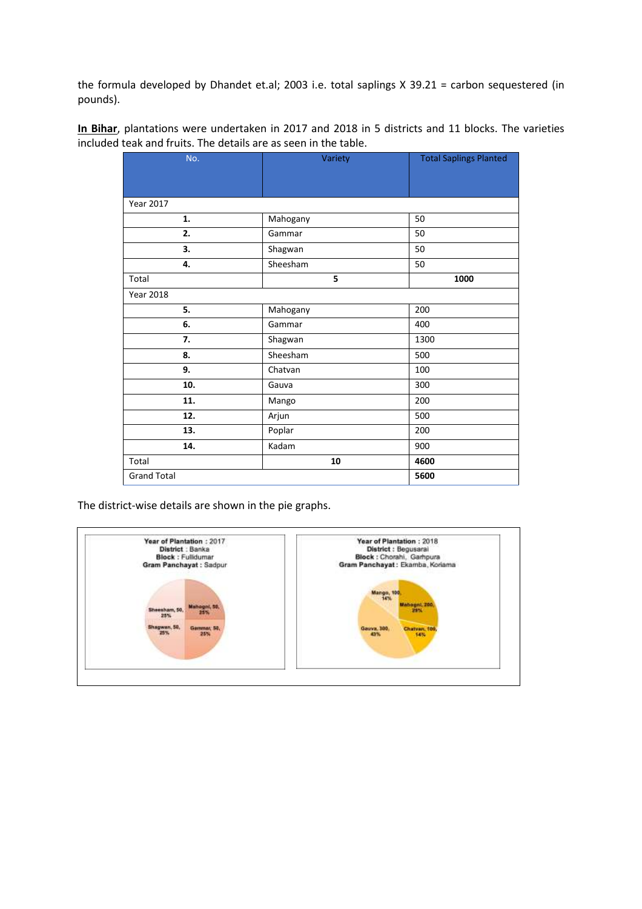the formula developed by Dhandet et.al; 2003 i.e. total saplings X 39.21 = carbon sequestered (in pounds).

**In Bihar**, plantations were undertaken in 2017 and 2018 in 5 districts and 11 blocks. The varieties included teak and fruits. The details are as seen in the table.

| No. | Variety | Total Saplings Planted |
|---|---|---|
| Year 2017 | | |
| **1.** | Mahogany | 50 |
| **2.** | Gammar | 50 |
| **3.** | Shagwan | 50 |
| **4.** | Sheesham | 50 |
| Total | **5** | **1000** |
| Year 2018 | | |
| **5.** | Mahogany | 200 |
| **6.** | Gammar | 400 |
| **7.** | Shagwan | 1300 |
| **8.** | Sheesham | 500 |
| **9.** | Chatvan | 100 |
| **10.** | Gauva | 300 |
| **11.** | Mango | 200 |
| **12.** | Arjun | 500 |
| **13.** | Poplar | 200 |
| **14.** | Kadam | 900 |
| Total | **10** | **4600** |
| Grand Total | | **5600** |

The district-wise details are shown in the pie graphs.

**Year of Plantation** : 2017
**District** : Banka
**Block** : Fullidumar
**Gram Panchayat** : Sadpur

Sheesham, 50, 25%; Mahogni, 50, 25%; Shagwan, 50, 25%; Gammar, 50, 25%

**Year of Plantation** : 2018
**District** : Begusarai
**Block** : Chorahi, Garhpura
**Gram Panchayat** : Ekamba, Koriama

Mango, 100, 14%; Mahogni, 200, 29%; Gauva, 300, 43%; Chatvan, 100, 14%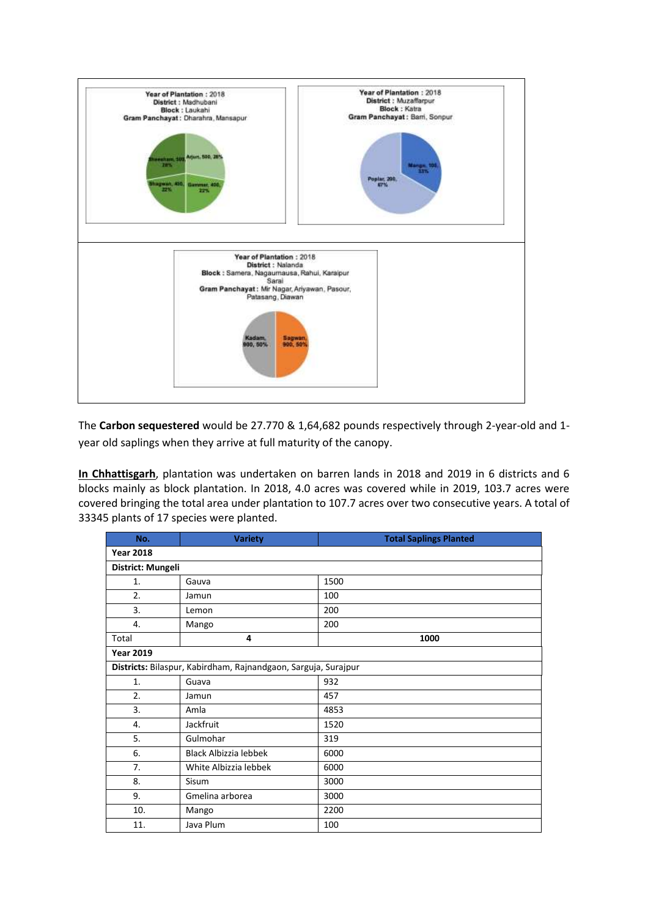**Year of Plantation :** 2018
**District :** Madhubani
**Block :** Laukahi
**Gram Panchayat :** Dharahra, Mansapur

Sheesham, 500, 28%; Arjun, 500, 28%; Bhagwan, 400, 22%; Gammar, 400, 22%

**Year of Plantation :** 2018
**District :** Muzaffarpur
**Block :** Katra
**Gram Panchayat :** Barri, Sonpur

Mango, 100, 33%; Poplar, 200, 67%

**Year of Plantation :** 2018
**District :** Nalanda
**Block :** Samera, Nagaumausa, Rahui, Karaipur Sarai
**Gram Panchayat :** Mir Nagar, Ariyawan, Pasour, Patasang, Diawan

Kadam, 900, 50%; Sagwan, 900, 50%

The **Carbon sequestered** would be 27.770 & 1,64,682 pounds respectively through 2-year-old and 1-year old saplings when they arrive at full maturity of the canopy.

**In Chhattisgarh**, plantation was undertaken on barren lands in 2018 and 2019 in 6 districts and 6 blocks mainly as block plantation. In 2018, 4.0 acres was covered while in 2019, 103.7 acres were covered bringing the total area under plantation to 107.7 acres over two consecutive years. A total of 33345 plants of 17 species were planted.

| No. | Variety | Total Saplings Planted |
|---|---|---|
| **Year 2018** | | |
| **District: Mungeli** | | |
| 1. | Gauva | 1500 |
| 2. | Jamun | 100 |
| 3. | Lemon | 200 |
| 4. | Mango | 200 |
| Total | **4** | **1000** |
| **Year 2019** | | |
| **Districts:** Bilaspur, Kabirdham, Rajnandgaon, Sarguja, Surajpur | | |
| 1. | Guava | 932 |
| 2. | Jamun | 457 |
| 3. | Amla | 4853 |
| 4. | Jackfruit | 1520 |
| 5. | Gulmohar | 319 |
| 6. | Black Albizzia lebbek | 6000 |
| 7. | White Albizzia lebbek | 6000 |
| 8. | Sisum | 3000 |
| 9. | Gmelina arborea | 3000 |
| 10. | Mango | 2200 |
| 11. | Java Plum | 100 |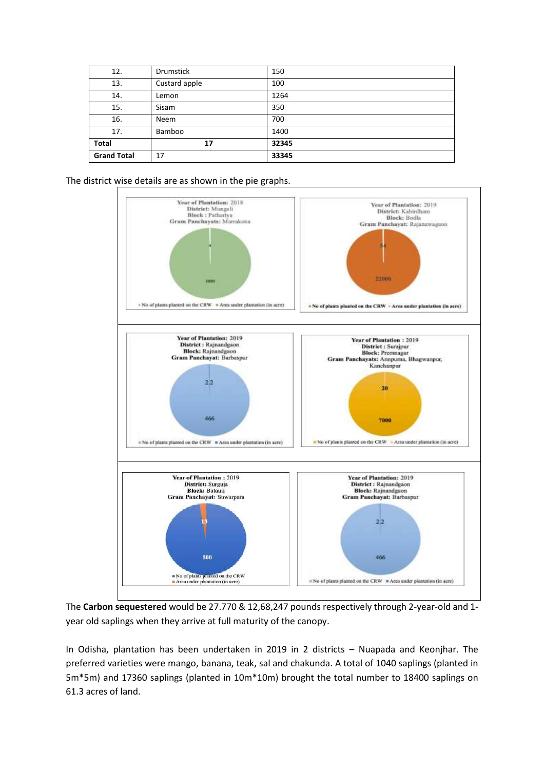| 12. | Drumstick | 150 |
|---|---|---|
| 13. | Custard apple | 100 |
| 14. | Lemon | 1264 |
| 15. | Sisam | 350 |
| 16. | Neem | 700 |
| 17. | Bamboo | 1400 |
| **Total** | **17** | **32345** |
| **Grand Total** | 17 | **33345** |

The district wise details are as shown in the pie graphs.

Year of Plantation: 2018
District: Mungeli
Block : Pathariya
Gram Panchayats: Marrakona

4
3000

No of plants planted on the CRW ■ Area under plantation (in acre)

Year of Plantation: 2019
District: Kabirdham
Block: Bodla
Gram Panchayat: Rajanawagaon

54
22000

No of plants planted on the CRW ■ Area under plantation (in acre)

Year of Plantation: 2019
District : Rajnandgaon
Block: Rajnandgaon
Gram Panchayat: Barbaspur

2.2
466

No of plants planted on the CRW ■ Area under plantation (in acre)

Year of Plantation : 2019
District : Surajpur
Block: Premnagar
Gram Panchayats: Annpurna, Bhagwanpur, Kanchanpur

20
7000

No of plants planted on the CRW ■ Area under plantation (in acre)

Year of Plantation : 2019
District: Surguja
Block: Batauli
Gram Panchayat: Suwarpara

13
500

■ No of plants planted on the CRW
■ Area under plantation (in acre)

Year of Plantation: 2019
District : Rajnandgaon
Block: Rajnandgaon
Gram Panchayat: Barbaspur

2.2
466

No of plants planted on the CRW ■ Area under plantation (in acre)

The **Carbon sequestered** would be 27.770 & 12,68,247 pounds respectively through 2-year-old and 1-year old saplings when they arrive at full maturity of the canopy.

In Odisha, plantation has been undertaken in 2019 in 2 districts – Nuapada and Keonjhar. The preferred varieties were mango, banana, teak, sal and chakunda. A total of 1040 saplings (planted in 5m*5m) and 17360 saplings (planted in 10m*10m) brought the total number to 18400 saplings on 61.3 acres of land.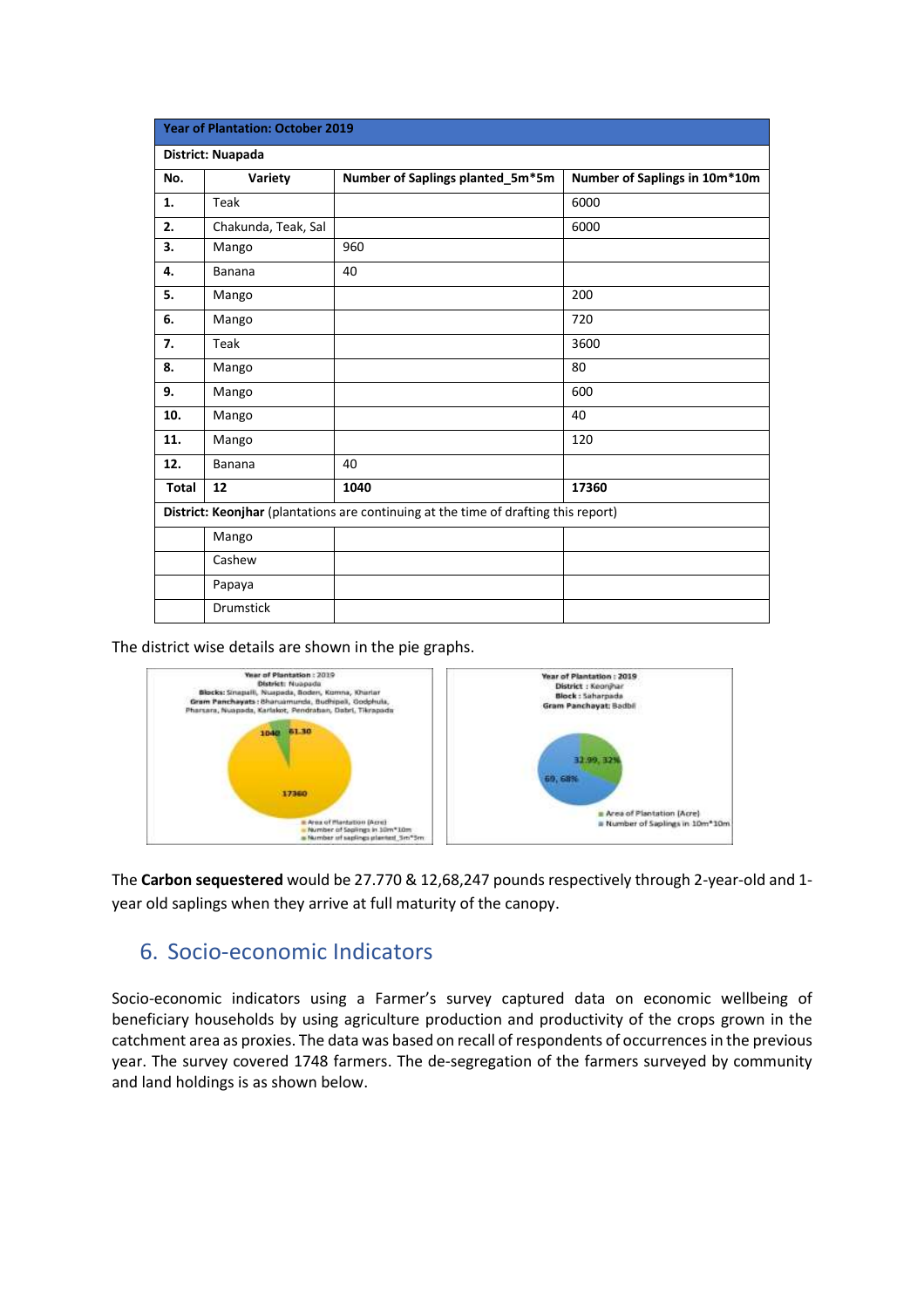| Year of Plantation: October 2019 | | | |
|---|---|---|---|
| **District: Nuapada** | | | |
| **No.** | **Variety** | **Number of Saplings planted_5m*5m** | **Number of Saplings in 10m*10m** |
| **1.** | Teak | | 6000 |
| **2.** | Chakunda, Teak, Sal | | 6000 |
| **3.** | Mango | 960 | |
| **4.** | Banana | 40 | |
| **5.** | Mango | | 200 |
| **6.** | Mango | | 720 |
| **7.** | Teak | | 3600 |
| **8.** | Mango | | 80 |
| **9.** | Mango | | 600 |
| **10.** | Mango | | 40 |
| **11.** | Mango | | 120 |
| **12.** | Banana | 40 | |
| **Total** | **12** | **1040** | **17360** |
| **District: Keonjhar** (plantations are continuing at the time of drafting this report) | | | |
| | Mango | | |
| | Cashew | | |
| | Papaya | | |
| | Drumstick | | |

The district wise details are shown in the pie graphs.

Year of Plantation : 2019
District: Nuapada
Blocks: Sinapali, Nuapada, Boden, Komna, Khariar
Gram Panchayats : Bharuamunda, Budhipali, Godphula, Pharsara, Nuapada, Karlakot, Pendraban, Dabri, Tikrapada

1040 | 61.30 | 17360

Area of Plantation (Acre) | Number of Saplings in 10m*10m | Number of saplings planted_5m*5m

Year of Plantation : 2019
District : Keonjhar
Block : Saharpada
Gram Panchayat: Badbil

32.99, 32% | 69, 68%

Area of Plantation (Acre) | Number of Saplings in 10m*10m

The **Carbon sequestered** would be 27.770 & 12,68,247 pounds respectively through 2-year-old and 1-year old saplings when they arrive at full maturity of the canopy.

## 6. Socio-economic Indicators

Socio-economic indicators using a Farmer's survey captured data on economic wellbeing of beneficiary households by using agriculture production and productivity of the crops grown in the catchment area as proxies. The data was based on recall of respondents of occurrences in the previous year. The survey covered 1748 farmers. The de-segregation of the farmers surveyed by community and land holdings is as shown below.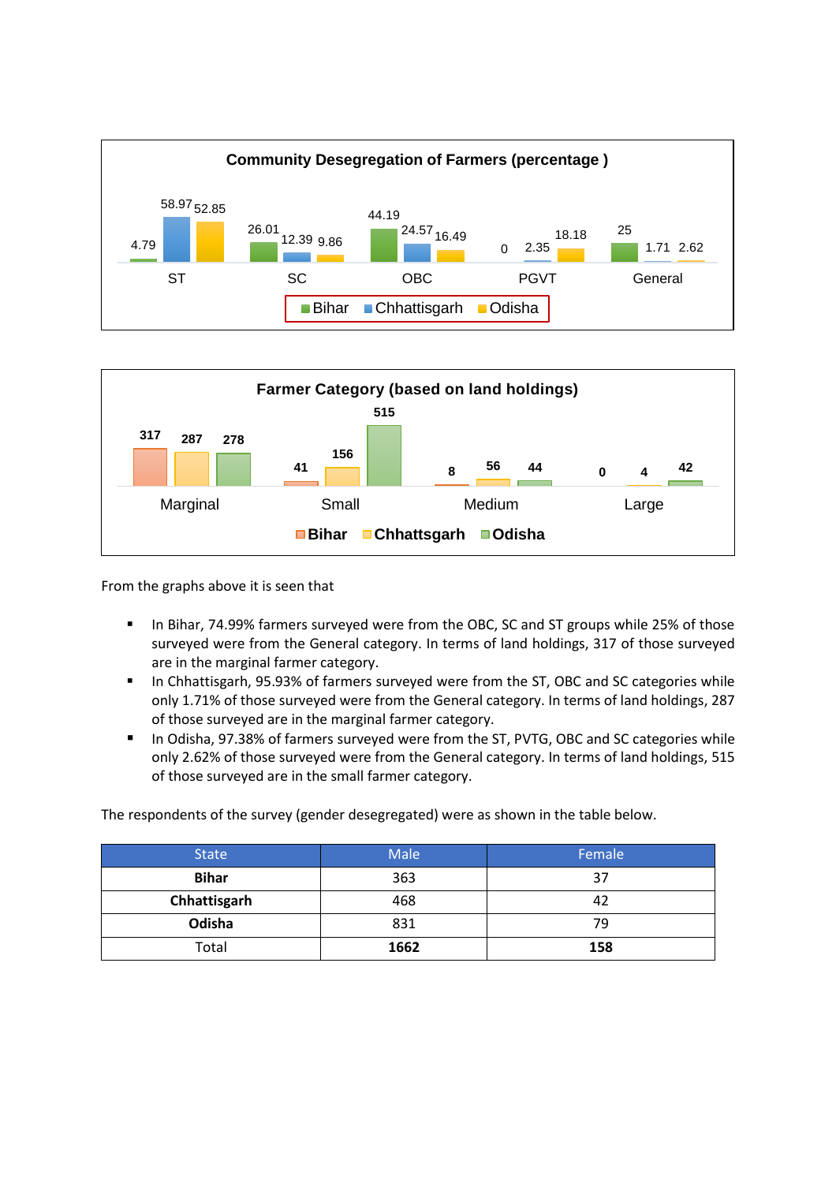**Community Desegregation of Farmers (percentage )**

| | Bihar | Chhattisgarh | Odisha |
|---|---|---|---|
| ST | 4.79 | 58.97 | 52.85 |
| SC | 26.01 | 12.39 | 9.86 |
| OBC | 44.19 | 24.57 | 16.49 |
| PGVT | 0 | 2.35 | 18.18 |
| General | 25 | 1.71 | 2.62 |

**Farmer Category (based on land holdings)**

| | Bihar | Chhattsgarh | Odisha |
|---|---|---|---|
| Marginal | 317 | 287 | 278 |
| Small | 41 | 156 | 515 |
| Medium | 8 | 56 | 44 |
| Large | 0 | 4 | 42 |

From the graphs above it is seen that

- In Bihar, 74.99% farmers surveyed were from the OBC, SC and ST groups while 25% of those surveyed were from the General category. In terms of land holdings, 317 of those surveyed are in the marginal farmer category.
- In Chhattisgarh, 95.93% of farmers surveyed were from the ST, OBC and SC categories while only 1.71% of those surveyed were from the General category. In terms of land holdings, 287 of those surveyed are in the marginal farmer category.
- In Odisha, 97.38% of farmers surveyed were from the ST, PVTG, OBC and SC categories while only 2.62% of those surveyed were from the General category. In terms of land holdings, 515 of those surveyed are in the small farmer category.

The respondents of the survey (gender desegregated) were as shown in the table below.

| State | Male | Female |
|---|---|---|
| **Bihar** | 363 | 37 |
| **Chhattisgarh** | 468 | 42 |
| **Odisha** | 831 | 79 |
| Total | **1662** | **158** |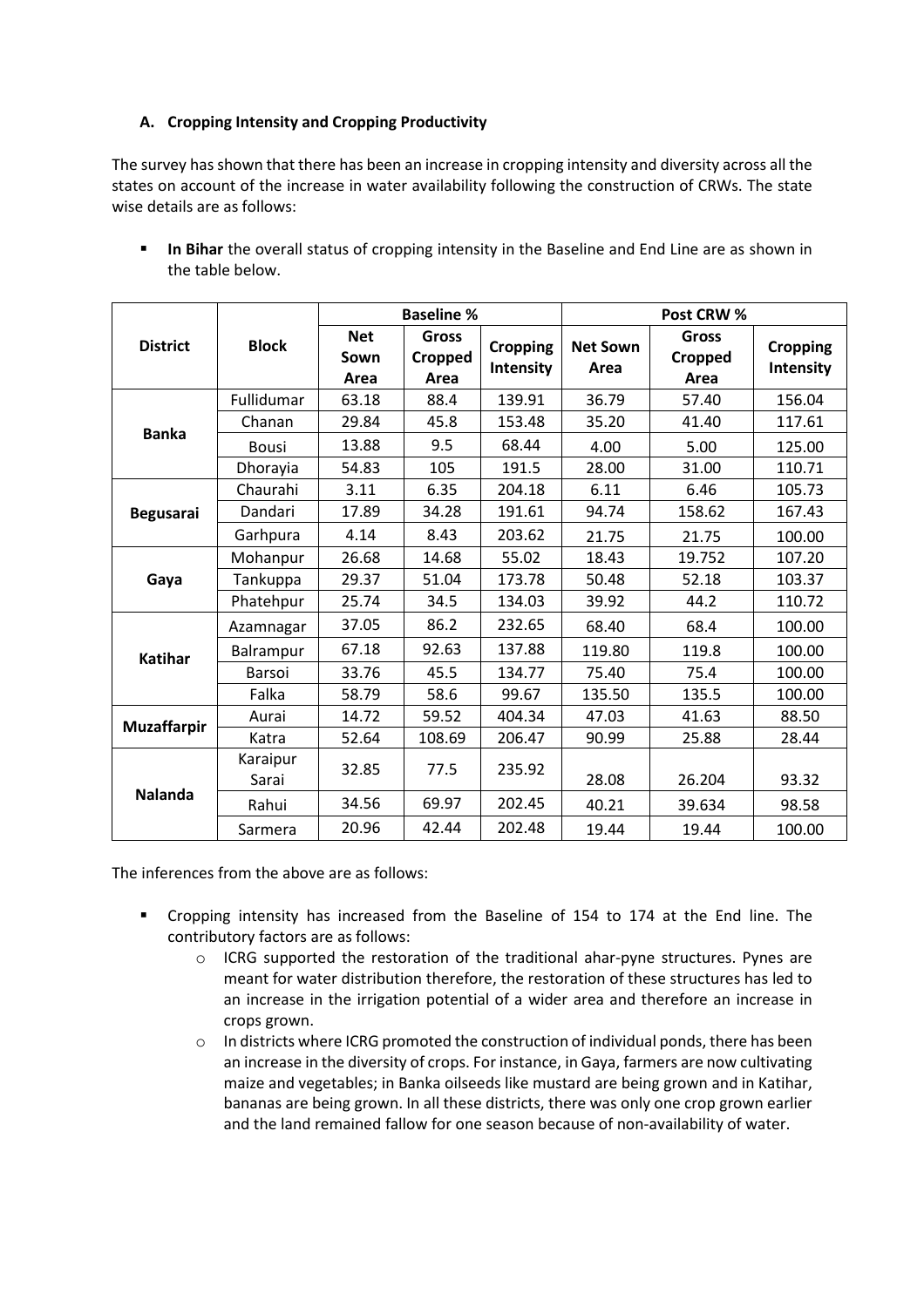#### A. Cropping Intensity and Cropping Productivity

The survey has shown that there has been an increase in cropping intensity and diversity across all the states on account of the increase in water availability following the construction of CRWs. The state wise details are as follows:

- **In Bihar** the overall status of cropping intensity in the Baseline and End Line are as shown in the table below.

| District | Block | Baseline % | | | Post CRW % | | |
|---|---|---|---|---|---|---|---|
| | | Net Sown Area | Gross Cropped Area | Cropping Intensity | Net Sown Area | Gross Cropped Area | Cropping Intensity |
| Banka | Fullidumar | 63.18 | 88.4 | 139.91 | 36.79 | 57.40 | 156.04 |
| | Chanan | 29.84 | 45.8 | 153.48 | 35.20 | 41.40 | 117.61 |
| | Bousi | 13.88 | 9.5 | 68.44 | 4.00 | 5.00 | 125.00 |
| | Dhorayia | 54.83 | 105 | 191.5 | 28.00 | 31.00 | 110.71 |
| Begusarai | Chaurahi | 3.11 | 6.35 | 204.18 | 6.11 | 6.46 | 105.73 |
| | Dandari | 17.89 | 34.28 | 191.61 | 94.74 | 158.62 | 167.43 |
| | Garhpura | 4.14 | 8.43 | 203.62 | 21.75 | 21.75 | 100.00 |
| Gaya | Mohanpur | 26.68 | 14.68 | 55.02 | 18.43 | 19.752 | 107.20 |
| | Tankuppa | 29.37 | 51.04 | 173.78 | 50.48 | 52.18 | 103.37 |
| | Phatehpur | 25.74 | 34.5 | 134.03 | 39.92 | 44.2 | 110.72 |
| Katihar | Azamnagar | 37.05 | 86.2 | 232.65 | 68.40 | 68.4 | 100.00 |
| | Balrampur | 67.18 | 92.63 | 137.88 | 119.80 | 119.8 | 100.00 |
| | Barsoi | 33.76 | 45.5 | 134.77 | 75.40 | 75.4 | 100.00 |
| | Falka | 58.79 | 58.6 | 99.67 | 135.50 | 135.5 | 100.00 |
| Muzaffarpir | Aurai | 14.72 | 59.52 | 404.34 | 47.03 | 41.63 | 88.50 |
| | Katra | 52.64 | 108.69 | 206.47 | 90.99 | 25.88 | 28.44 |
| Nalanda | Karaipur Sarai | 32.85 | 77.5 | 235.92 | 28.08 | 26.204 | 93.32 |
| | Rahui | 34.56 | 69.97 | 202.45 | 40.21 | 39.634 | 98.58 |
| | Sarmera | 20.96 | 42.44 | 202.48 | 19.44 | 19.44 | 100.00 |

The inferences from the above are as follows:

- Cropping intensity has increased from the Baseline of 154 to 174 at the End line. The contributory factors are as follows:
  - ICRG supported the restoration of the traditional ahar-pyne structures. Pynes are meant for water distribution therefore, the restoration of these structures has led to an increase in the irrigation potential of a wider area and therefore an increase in crops grown.
  - In districts where ICRG promoted the construction of individual ponds, there has been an increase in the diversity of crops. For instance, in Gaya, farmers are now cultivating maize and vegetables; in Banka oilseeds like mustard are being grown and in Katihar, bananas are being grown. In all these districts, there was only one crop grown earlier and the land remained fallow for one season because of non-availability of water.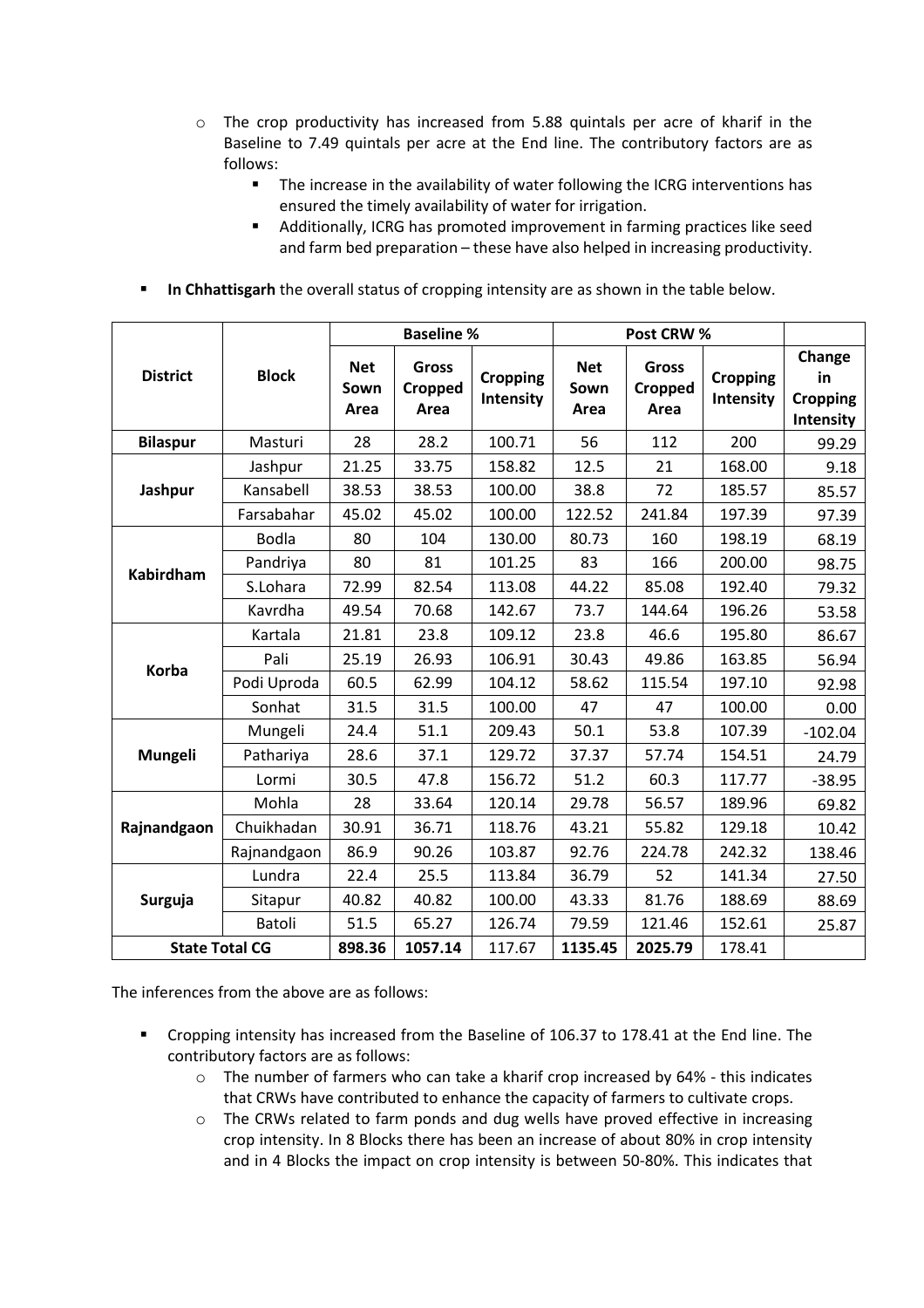- The crop productivity has increased from 5.88 quintals per acre of kharif in the Baseline to 7.49 quintals per acre at the End line. The contributory factors are as follows:
  - The increase in the availability of water following the ICRG interventions has ensured the timely availability of water for irrigation.
  - Additionally, ICRG has promoted improvement in farming practices like seed and farm bed preparation – these have also helped in increasing productivity.

- **In Chhattisgarh** the overall status of cropping intensity are as shown in the table below.

| District | Block | Baseline % | | | Post CRW % | | | |
|---|---|---|---|---|---|---|---|---|
| | | Net Sown Area | Gross Cropped Area | Cropping Intensity | Net Sown Area | Gross Cropped Area | Cropping Intensity | Change in Cropping Intensity |
| **Bilaspur** | Masturi | 28 | 28.2 | 100.71 | 56 | 112 | 200 | 99.29 |
| **Jashpur** | Jashpur | 21.25 | 33.75 | 158.82 | 12.5 | 21 | 168.00 | 9.18 |
| | Kansabell | 38.53 | 38.53 | 100.00 | 38.8 | 72 | 185.57 | 85.57 |
| | Farsabahar | 45.02 | 45.02 | 100.00 | 122.52 | 241.84 | 197.39 | 97.39 |
| **Kabirdham** | Bodla | 80 | 104 | 130.00 | 80.73 | 160 | 198.19 | 68.19 |
| | Pandriya | 80 | 81 | 101.25 | 83 | 166 | 200.00 | 98.75 |
| | S.Lohara | 72.99 | 82.54 | 113.08 | 44.22 | 85.08 | 192.40 | 79.32 |
| | Kavrdha | 49.54 | 70.68 | 142.67 | 73.7 | 144.64 | 196.26 | 53.58 |
| **Korba** | Kartala | 21.81 | 23.8 | 109.12 | 23.8 | 46.6 | 195.80 | 86.67 |
| | Pali | 25.19 | 26.93 | 106.91 | 30.43 | 49.86 | 163.85 | 56.94 |
| | Podi Uproda | 60.5 | 62.99 | 104.12 | 58.62 | 115.54 | 197.10 | 92.98 |
| | Sonhat | 31.5 | 31.5 | 100.00 | 47 | 47 | 100.00 | 0.00 |
| **Mungeli** | Mungeli | 24.4 | 51.1 | 209.43 | 50.1 | 53.8 | 107.39 | -102.04 |
| | Pathariya | 28.6 | 37.1 | 129.72 | 37.37 | 57.74 | 154.51 | 24.79 |
| | Lormi | 30.5 | 47.8 | 156.72 | 51.2 | 60.3 | 117.77 | -38.95 |
| **Rajnandgaon** | Mohla | 28 | 33.64 | 120.14 | 29.78 | 56.57 | 189.96 | 69.82 |
| | Chuikhadan | 30.91 | 36.71 | 118.76 | 43.21 | 55.82 | 129.18 | 10.42 |
| | Rajnandgaon | 86.9 | 90.26 | 103.87 | 92.76 | 224.78 | 242.32 | 138.46 |
| **Surguja** | Lundra | 22.4 | 25.5 | 113.84 | 36.79 | 52 | 141.34 | 27.50 |
| | Sitapur | 40.82 | 40.82 | 100.00 | 43.33 | 81.76 | 188.69 | 88.69 |
| | Batoli | 51.5 | 65.27 | 126.74 | 79.59 | 121.46 | 152.61 | 25.87 |
| **State Total CG** | | **898.36** | **1057.14** | 117.67 | **1135.45** | **2025.79** | 178.41 | |

The inferences from the above are as follows:

- Cropping intensity has increased from the Baseline of 106.37 to 178.41 at the End line. The contributory factors are as follows:
  - The number of farmers who can take a kharif crop increased by 64% - this indicates that CRWs have contributed to enhance the capacity of farmers to cultivate crops.
  - The CRWs related to farm ponds and dug wells have proved effective in increasing crop intensity. In 8 Blocks there has been an increase of about 80% in crop intensity and in 4 Blocks the impact on crop intensity is between 50-80%. This indicates that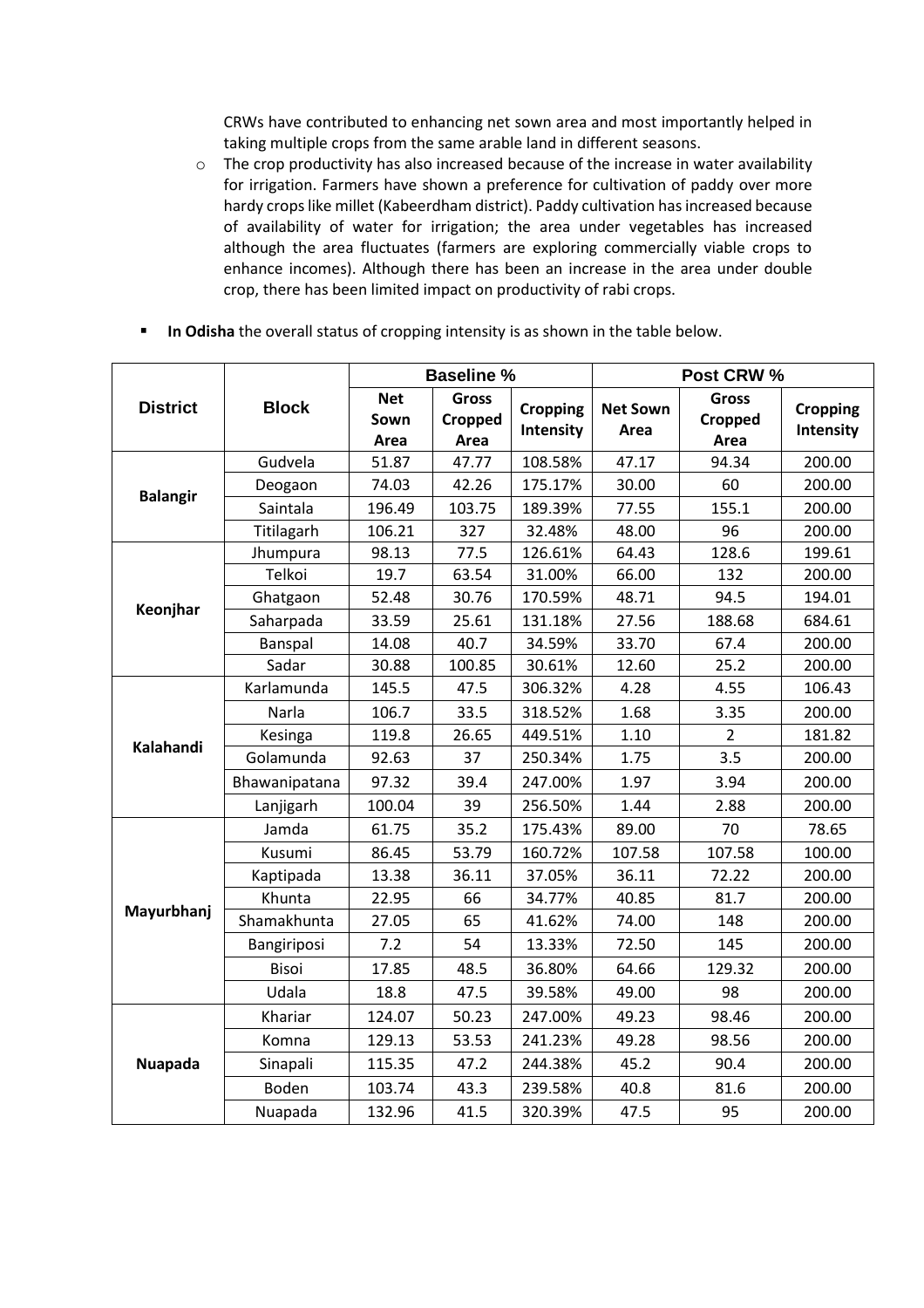CRWs have contributed to enhancing net sown area and most importantly helped in taking multiple crops from the same arable land in different seasons.

- The crop productivity has also increased because of the increase in water availability for irrigation. Farmers have shown a preference for cultivation of paddy over more hardy crops like millet (Kabeerdham district). Paddy cultivation has increased because of availability of water for irrigation; the area under vegetables has increased although the area fluctuates (farmers are exploring commercially viable crops to enhance incomes). Although there has been an increase in the area under double crop, there has been limited impact on productivity of rabi crops.

- **In Odisha** the overall status of cropping intensity is as shown in the table below.

| District | Block | Baseline % | | | Post CRW % | | |
|---|---|---|---|---|---|---|---|
| | | Net Sown Area | Gross Cropped Area | Cropping Intensity | Net Sown Area | Gross Cropped Area | Cropping Intensity |
| Balangir | Gudvela | 51.87 | 47.77 | 108.58% | 47.17 | 94.34 | 200.00 |
| | Deogaon | 74.03 | 42.26 | 175.17% | 30.00 | 60 | 200.00 |
| | Saintala | 196.49 | 103.75 | 189.39% | 77.55 | 155.1 | 200.00 |
| | Titilagarh | 106.21 | 327 | 32.48% | 48.00 | 96 | 200.00 |
| Keonjhar | Jhumpura | 98.13 | 77.5 | 126.61% | 64.43 | 128.6 | 199.61 |
| | Telkoi | 19.7 | 63.54 | 31.00% | 66.00 | 132 | 200.00 |
| | Ghatgaon | 52.48 | 30.76 | 170.59% | 48.71 | 94.5 | 194.01 |
| | Saharpada | 33.59 | 25.61 | 131.18% | 27.56 | 188.68 | 684.61 |
| | Banspal | 14.08 | 40.7 | 34.59% | 33.70 | 67.4 | 200.00 |
| | Sadar | 30.88 | 100.85 | 30.61% | 12.60 | 25.2 | 200.00 |
| Kalahandi | Karlamunda | 145.5 | 47.5 | 306.32% | 4.28 | 4.55 | 106.43 |
| | Narla | 106.7 | 33.5 | 318.52% | 1.68 | 3.35 | 200.00 |
| | Kesinga | 119.8 | 26.65 | 449.51% | 1.10 | 2 | 181.82 |
| | Golamunda | 92.63 | 37 | 250.34% | 1.75 | 3.5 | 200.00 |
| | Bhawanipatana | 97.32 | 39.4 | 247.00% | 1.97 | 3.94 | 200.00 |
| | Lanjigarh | 100.04 | 39 | 256.50% | 1.44 | 2.88 | 200.00 |
| Mayurbhanj | Jamda | 61.75 | 35.2 | 175.43% | 89.00 | 70 | 78.65 |
| | Kusumi | 86.45 | 53.79 | 160.72% | 107.58 | 107.58 | 100.00 |
| | Kaptipada | 13.38 | 36.11 | 37.05% | 36.11 | 72.22 | 200.00 |
| | Khunta | 22.95 | 66 | 34.77% | 40.85 | 81.7 | 200.00 |
| | Shamakhunta | 27.05 | 65 | 41.62% | 74.00 | 148 | 200.00 |
| | Bangiriposi | 7.2 | 54 | 13.33% | 72.50 | 145 | 200.00 |
| | Bisoi | 17.85 | 48.5 | 36.80% | 64.66 | 129.32 | 200.00 |
| | Udala | 18.8 | 47.5 | 39.58% | 49.00 | 98 | 200.00 |
| Nuapada | Khariar | 124.07 | 50.23 | 247.00% | 49.23 | 98.46 | 200.00 |
| | Komna | 129.13 | 53.53 | 241.23% | 49.28 | 98.56 | 200.00 |
| | Sinapali | 115.35 | 47.2 | 244.38% | 45.2 | 90.4 | 200.00 |
| | Boden | 103.74 | 43.3 | 239.58% | 40.8 | 81.6 | 200.00 |
| | Nuapada | 132.96 | 41.5 | 320.39% | 47.5 | 95 | 200.00 |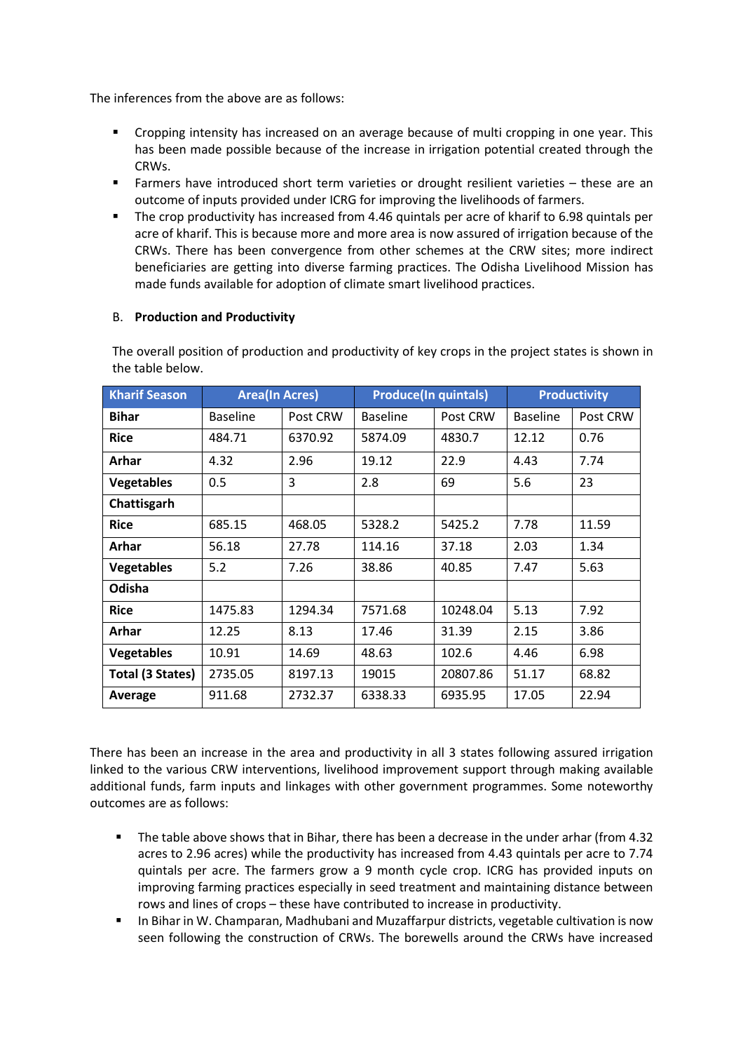The inferences from the above are as follows:

- Cropping intensity has increased on an average because of multi cropping in one year. This has been made possible because of the increase in irrigation potential created through the CRWs.
- Farmers have introduced short term varieties or drought resilient varieties – these are an outcome of inputs provided under ICRG for improving the livelihoods of farmers.
- The crop productivity has increased from 4.46 quintals per acre of kharif to 6.98 quintals per acre of kharif. This is because more and more area is now assured of irrigation because of the CRWs. There has been convergence from other schemes at the CRW sites; more indirect beneficiaries are getting into diverse farming practices. The Odisha Livelihood Mission has made funds available for adoption of climate smart livelihood practices.

B. **Production and Productivity**

The overall position of production and productivity of key crops in the project states is shown in the table below.

| Kharif Season | Area(In Acres) | | Produce(In quintals) | | Productivity | |
|---|---|---|---|---|---|---|
| **Bihar** | Baseline | Post CRW | Baseline | Post CRW | Baseline | Post CRW |
| **Rice** | 484.71 | 6370.92 | 5874.09 | 4830.7 | 12.12 | 0.76 |
| **Arhar** | 4.32 | 2.96 | 19.12 | 22.9 | 4.43 | 7.74 |
| **Vegetables** | 0.5 | 3 | 2.8 | 69 | 5.6 | 23 |
| **Chattisgarh** | | | | | | |
| **Rice** | 685.15 | 468.05 | 5328.2 | 5425.2 | 7.78 | 11.59 |
| **Arhar** | 56.18 | 27.78 | 114.16 | 37.18 | 2.03 | 1.34 |
| **Vegetables** | 5.2 | 7.26 | 38.86 | 40.85 | 7.47 | 5.63 |
| **Odisha** | | | | | | |
| **Rice** | 1475.83 | 1294.34 | 7571.68 | 10248.04 | 5.13 | 7.92 |
| **Arhar** | 12.25 | 8.13 | 17.46 | 31.39 | 2.15 | 3.86 |
| **Vegetables** | 10.91 | 14.69 | 48.63 | 102.6 | 4.46 | 6.98 |
| **Total (3 States)** | 2735.05 | 8197.13 | 19015 | 20807.86 | 51.17 | 68.82 |
| **Average** | 911.68 | 2732.37 | 6338.33 | 6935.95 | 17.05 | 22.94 |

There has been an increase in the area and productivity in all 3 states following assured irrigation linked to the various CRW interventions, livelihood improvement support through making available additional funds, farm inputs and linkages with other government programmes. Some noteworthy outcomes are as follows:

- The table above shows that in Bihar, there has been a decrease in the under arhar (from 4.32 acres to 2.96 acres) while the productivity has increased from 4.43 quintals per acre to 7.74 quintals per acre. The farmers grow a 9 month cycle crop. ICRG has provided inputs on improving farming practices especially in seed treatment and maintaining distance between rows and lines of crops – these have contributed to increase in productivity.
- In Bihar in W. Champaran, Madhubani and Muzaffarpur districts, vegetable cultivation is now seen following the construction of CRWs. The borewells around the CRWs have increased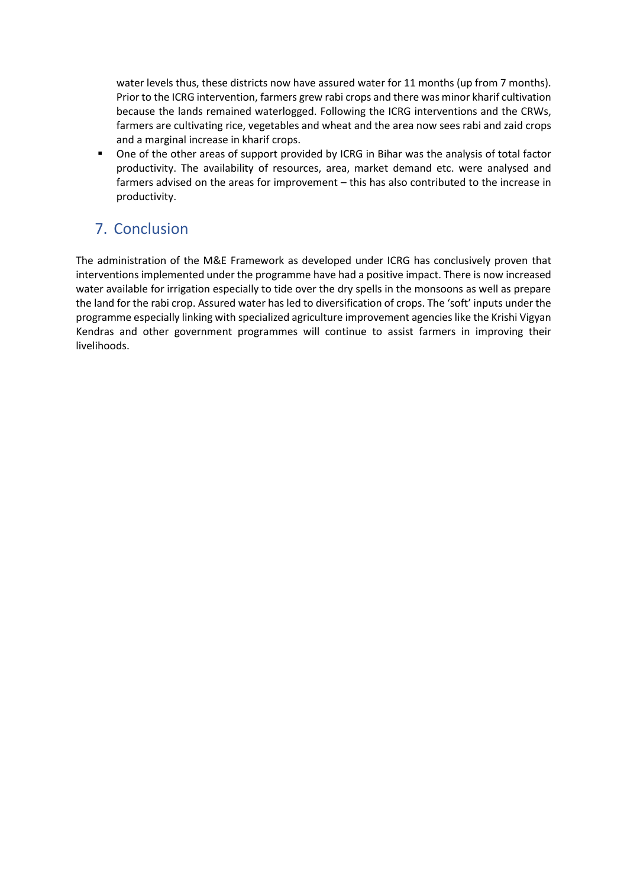water levels thus, these districts now have assured water for 11 months (up from 7 months). Prior to the ICRG intervention, farmers grew rabi crops and there was minor kharif cultivation because the lands remained waterlogged. Following the ICRG interventions and the CRWs, farmers are cultivating rice, vegetables and wheat and the area now sees rabi and zaid crops and a marginal increase in kharif crops.

- One of the other areas of support provided by ICRG in Bihar was the analysis of total factor productivity. The availability of resources, area, market demand etc. were analysed and farmers advised on the areas for improvement – this has also contributed to the increase in productivity.

## 7. Conclusion

The administration of the M&E Framework as developed under ICRG has conclusively proven that interventions implemented under the programme have had a positive impact. There is now increased water available for irrigation especially to tide over the dry spells in the monsoons as well as prepare the land for the rabi crop. Assured water has led to diversification of crops. The 'soft' inputs under the programme especially linking with specialized agriculture improvement agencies like the Krishi Vigyan Kendras and other government programmes will continue to assist farmers in improving their livelihoods.